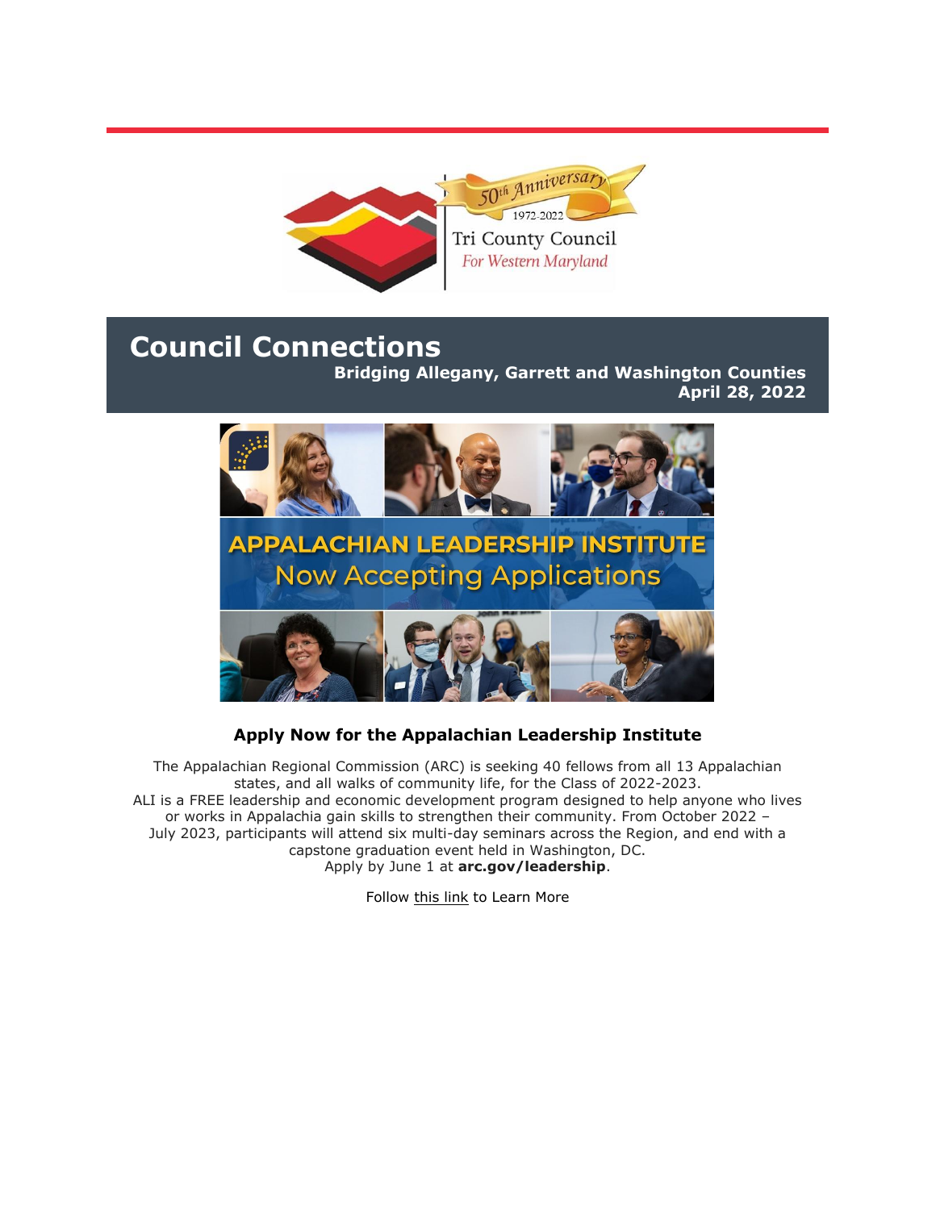# Council Connections

**Bridging Allegany, Garrett and Washington Counties**
**April 28, 2022**

### Apply Now for the Appalachian Leadership Institute

The Appalachian Regional Commission (ARC) is seeking 40 fellows from all 13 Appalachian states, and all walks of community life, for the Class of 2022-2023.
ALI is a FREE leadership and economic development program designed to help anyone who lives or works in Appalachia gain skills to strengthen their community. From October 2022 – July 2023, participants will attend six multi-day seminars across the Region, and end with a capstone graduation event held in Washington, DC.
Apply by June 1 at **arc.gov/leadership**.

Follow this link to Learn More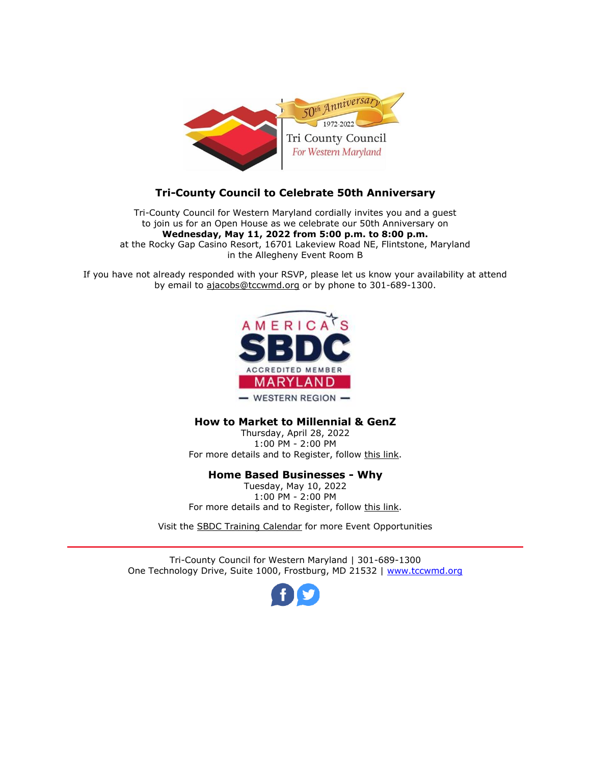## Tri-County Council to Celebrate 50th Anniversary

Tri-County Council for Western Maryland cordially invites you and a guest to join us for an Open House as we celebrate our 50th Anniversary on **Wednesday, May 11, 2022 from 5:00 p.m. to 8:00 p.m.** at the Rocky Gap Casino Resort, 16701 Lakeview Road NE, Flintstone, Maryland in the Allegheny Event Room B

If you have not already responded with your RSVP, please let us know your availability at attend by email to ajacobs@tccwmd.org or by phone to 301-689-1300.

### How to Market to Millennial & GenZ

Thursday, April 28, 2022
1:00 PM - 2:00 PM
For more details and to Register, follow this link.

### Home Based Businesses - Why

Tuesday, May 10, 2022
1:00 PM - 2:00 PM
For more details and to Register, follow this link.

Visit the SBDC Training Calendar for more Event Opportunities

---

Tri-County Council for Western Maryland | 301-689-1300
One Technology Drive, Suite 1000, Frostburg, MD 21532 | www.tccwmd.org